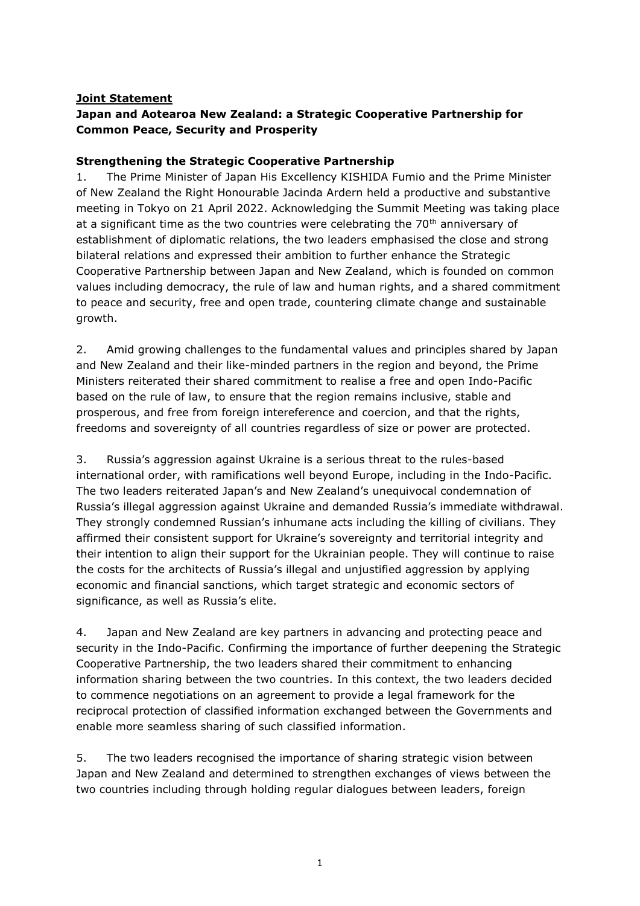**Joint Statement**

**Japan and Aotearoa New Zealand: a Strategic Cooperative Partnership for Common Peace, Security and Prosperity**

**Strengthening the Strategic Cooperative Partnership**

1. The Prime Minister of Japan His Excellency KISHIDA Fumio and the Prime Minister of New Zealand the Right Honourable Jacinda Ardern held a productive and substantive meeting in Tokyo on 21 April 2022. Acknowledging the Summit Meeting was taking place at a significant time as the two countries were celebrating the 70th anniversary of establishment of diplomatic relations, the two leaders emphasised the close and strong bilateral relations and expressed their ambition to further enhance the Strategic Cooperative Partnership between Japan and New Zealand, which is founded on common values including democracy, the rule of law and human rights, and a shared commitment to peace and security, free and open trade, countering climate change and sustainable growth.

2. Amid growing challenges to the fundamental values and principles shared by Japan and New Zealand and their like-minded partners in the region and beyond, the Prime Ministers reiterated their shared commitment to realise a free and open Indo-Pacific based on the rule of law, to ensure that the region remains inclusive, stable and prosperous, and free from foreign intereference and coercion, and that the rights, freedoms and sovereignty of all countries regardless of size or power are protected.

3. Russia's aggression against Ukraine is a serious threat to the rules-based international order, with ramifications well beyond Europe, including in the Indo-Pacific. The two leaders reiterated Japan's and New Zealand's unequivocal condemnation of Russia's illegal aggression against Ukraine and demanded Russia's immediate withdrawal. They strongly condemned Russian's inhumane acts including the killing of civilians. They affirmed their consistent support for Ukraine's sovereignty and territorial integrity and their intention to align their support for the Ukrainian people. They will continue to raise the costs for the architects of Russia's illegal and unjustified aggression by applying economic and financial sanctions, which target strategic and economic sectors of significance, as well as Russia's elite.

4. Japan and New Zealand are key partners in advancing and protecting peace and security in the Indo-Pacific. Confirming the importance of further deepening the Strategic Cooperative Partnership, the two leaders shared their commitment to enhancing information sharing between the two countries. In this context, the two leaders decided to commence negotiations on an agreement to provide a legal framework for the reciprocal protection of classified information exchanged between the Governments and enable more seamless sharing of such classified information.

5. The two leaders recognised the importance of sharing strategic vision between Japan and New Zealand and determined to strengthen exchanges of views between the two countries including through holding regular dialogues between leaders, foreign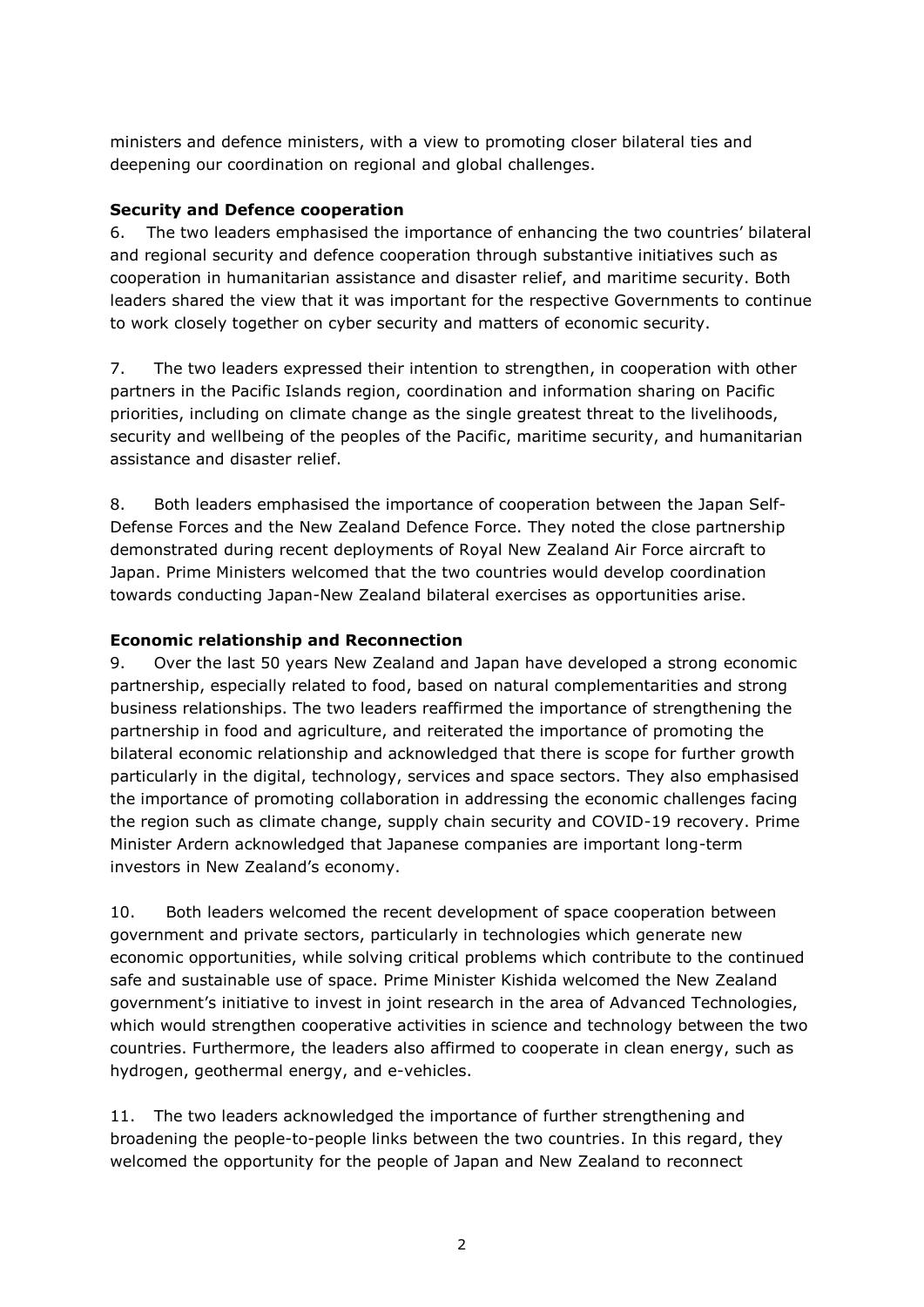ministers and defence ministers, with a view to promoting closer bilateral ties and deepening our coordination on regional and global challenges.

**Security and Defence cooperation**

6. The two leaders emphasised the importance of enhancing the two countries' bilateral and regional security and defence cooperation through substantive initiatives such as cooperation in humanitarian assistance and disaster relief, and maritime security. Both leaders shared the view that it was important for the respective Governments to continue to work closely together on cyber security and matters of economic security.

7. The two leaders expressed their intention to strengthen, in cooperation with other partners in the Pacific Islands region, coordination and information sharing on Pacific priorities, including on climate change as the single greatest threat to the livelihoods, security and wellbeing of the peoples of the Pacific, maritime security, and humanitarian assistance and disaster relief.

8. Both leaders emphasised the importance of cooperation between the Japan Self-Defense Forces and the New Zealand Defence Force. They noted the close partnership demonstrated during recent deployments of Royal New Zealand Air Force aircraft to Japan. Prime Ministers welcomed that the two countries would develop coordination towards conducting Japan-New Zealand bilateral exercises as opportunities arise.

**Economic relationship and Reconnection**

9. Over the last 50 years New Zealand and Japan have developed a strong economic partnership, especially related to food, based on natural complementarities and strong business relationships. The two leaders reaffirmed the importance of strengthening the partnership in food and agriculture, and reiterated the importance of promoting the bilateral economic relationship and acknowledged that there is scope for further growth particularly in the digital, technology, services and space sectors. They also emphasised the importance of promoting collaboration in addressing the economic challenges facing the region such as climate change, supply chain security and COVID-19 recovery. Prime Minister Ardern acknowledged that Japanese companies are important long-term investors in New Zealand's economy.

10. Both leaders welcomed the recent development of space cooperation between government and private sectors, particularly in technologies which generate new economic opportunities, while solving critical problems which contribute to the continued safe and sustainable use of space. Prime Minister Kishida welcomed the New Zealand government's initiative to invest in joint research in the area of Advanced Technologies, which would strengthen cooperative activities in science and technology between the two countries. Furthermore, the leaders also affirmed to cooperate in clean energy, such as hydrogen, geothermal energy, and e-vehicles.

11. The two leaders acknowledged the importance of further strengthening and broadening the people-to-people links between the two countries. In this regard, they welcomed the opportunity for the people of Japan and New Zealand to reconnect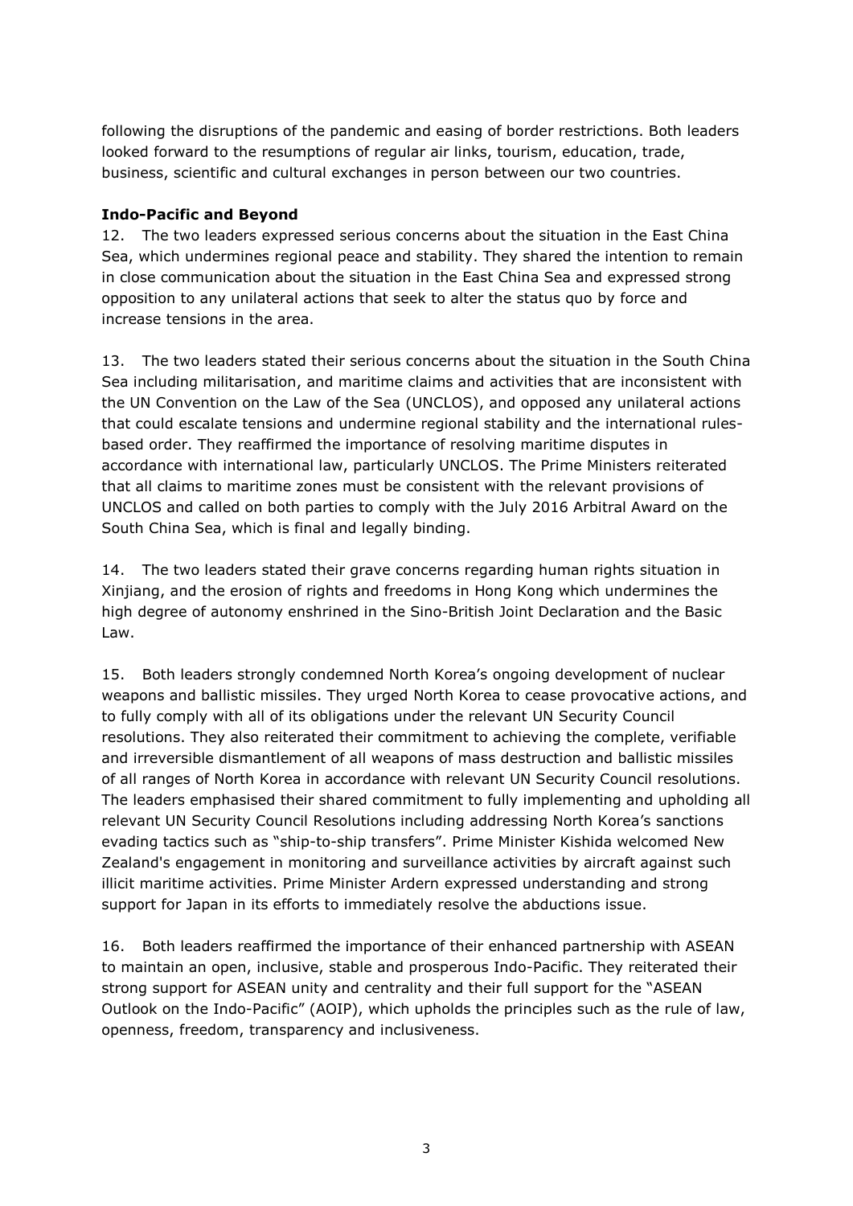following the disruptions of the pandemic and easing of border restrictions. Both leaders looked forward to the resumptions of regular air links, tourism, education, trade, business, scientific and cultural exchanges in person between our two countries.

**Indo-Pacific and Beyond**

12. The two leaders expressed serious concerns about the situation in the East China Sea, which undermines regional peace and stability. They shared the intention to remain in close communication about the situation in the East China Sea and expressed strong opposition to any unilateral actions that seek to alter the status quo by force and increase tensions in the area.

13. The two leaders stated their serious concerns about the situation in the South China Sea including militarisation, and maritime claims and activities that are inconsistent with the UN Convention on the Law of the Sea (UNCLOS), and opposed any unilateral actions that could escalate tensions and undermine regional stability and the international rules-based order. They reaffirmed the importance of resolving maritime disputes in accordance with international law, particularly UNCLOS. The Prime Ministers reiterated that all claims to maritime zones must be consistent with the relevant provisions of UNCLOS and called on both parties to comply with the July 2016 Arbitral Award on the South China Sea, which is final and legally binding.

14. The two leaders stated their grave concerns regarding human rights situation in Xinjiang, and the erosion of rights and freedoms in Hong Kong which undermines the high degree of autonomy enshrined in the Sino-British Joint Declaration and the Basic Law.

15. Both leaders strongly condemned North Korea's ongoing development of nuclear weapons and ballistic missiles. They urged North Korea to cease provocative actions, and to fully comply with all of its obligations under the relevant UN Security Council resolutions. They also reiterated their commitment to achieving the complete, verifiable and irreversible dismantlement of all weapons of mass destruction and ballistic missiles of all ranges of North Korea in accordance with relevant UN Security Council resolutions. The leaders emphasised their shared commitment to fully implementing and upholding all relevant UN Security Council Resolutions including addressing North Korea's sanctions evading tactics such as "ship-to-ship transfers". Prime Minister Kishida welcomed New Zealand's engagement in monitoring and surveillance activities by aircraft against such illicit maritime activities. Prime Minister Ardern expressed understanding and strong support for Japan in its efforts to immediately resolve the abductions issue.

16. Both leaders reaffirmed the importance of their enhanced partnership with ASEAN to maintain an open, inclusive, stable and prosperous Indo-Pacific. They reiterated their strong support for ASEAN unity and centrality and their full support for the "ASEAN Outlook on the Indo-Pacific" (AOIP), which upholds the principles such as the rule of law, openness, freedom, transparency and inclusiveness.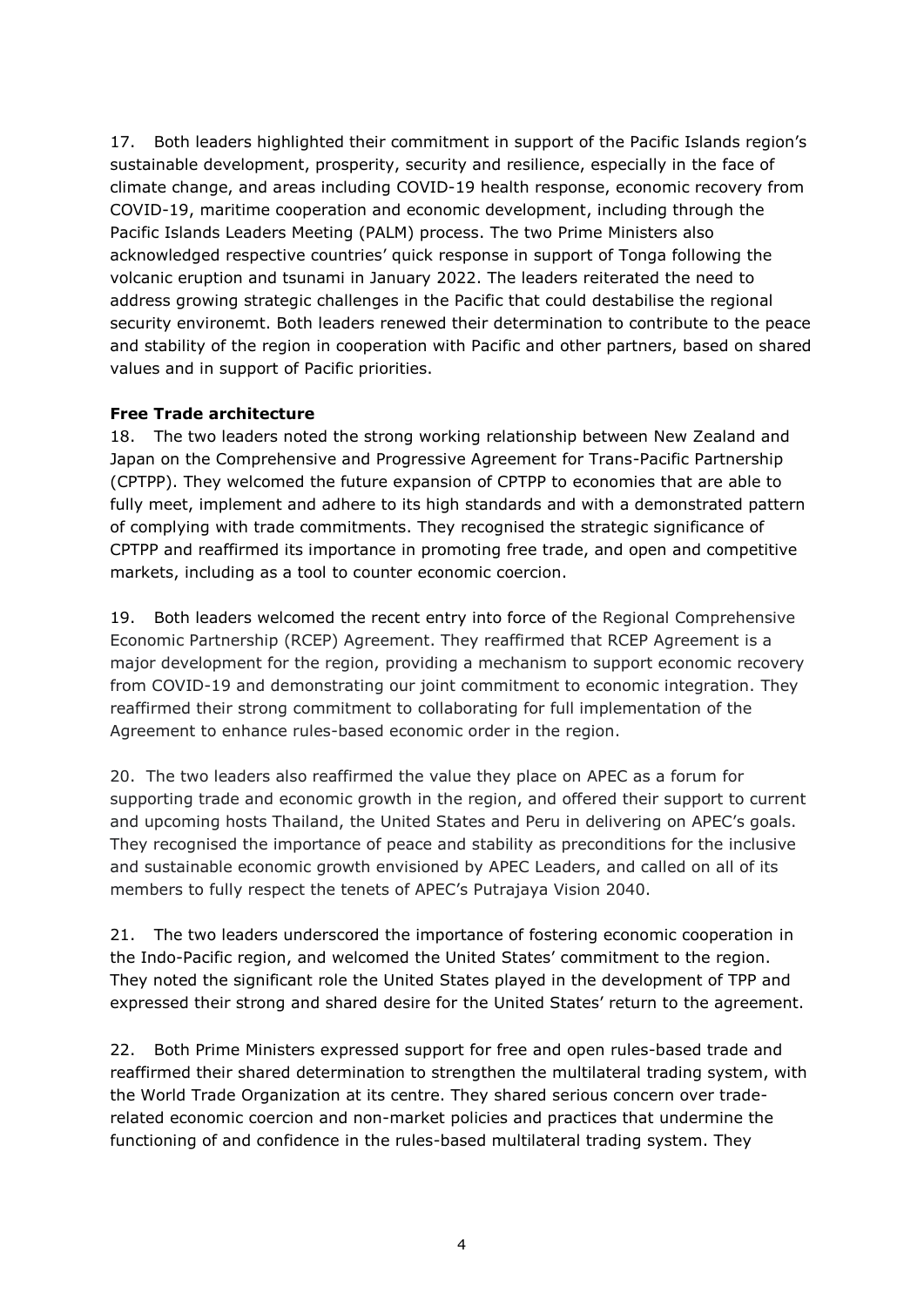17. Both leaders highlighted their commitment in support of the Pacific Islands region's sustainable development, prosperity, security and resilience, especially in the face of climate change, and areas including COVID-19 health response, economic recovery from COVID-19, maritime cooperation and economic development, including through the Pacific Islands Leaders Meeting (PALM) process. The two Prime Ministers also acknowledged respective countries' quick response in support of Tonga following the volcanic eruption and tsunami in January 2022. The leaders reiterated the need to address growing strategic challenges in the Pacific that could destabilise the regional security environemt. Both leaders renewed their determination to contribute to the peace and stability of the region in cooperation with Pacific and other partners, based on shared values and in support of Pacific priorities.

**Free Trade architecture**

18. The two leaders noted the strong working relationship between New Zealand and Japan on the Comprehensive and Progressive Agreement for Trans-Pacific Partnership (CPTPP). They welcomed the future expansion of CPTPP to economies that are able to fully meet, implement and adhere to its high standards and with a demonstrated pattern of complying with trade commitments. They recognised the strategic significance of CPTPP and reaffirmed its importance in promoting free trade, and open and competitive markets, including as a tool to counter economic coercion.

19. Both leaders welcomed the recent entry into force of the Regional Comprehensive Economic Partnership (RCEP) Agreement. They reaffirmed that RCEP Agreement is a major development for the region, providing a mechanism to support economic recovery from COVID-19 and demonstrating our joint commitment to economic integration. They reaffirmed their strong commitment to collaborating for full implementation of the Agreement to enhance rules-based economic order in the region.

20. The two leaders also reaffirmed the value they place on APEC as a forum for supporting trade and economic growth in the region, and offered their support to current and upcoming hosts Thailand, the United States and Peru in delivering on APEC's goals. They recognised the importance of peace and stability as preconditions for the inclusive and sustainable economic growth envisioned by APEC Leaders, and called on all of its members to fully respect the tenets of APEC's Putrajaya Vision 2040.

21. The two leaders underscored the importance of fostering economic cooperation in the Indo-Pacific region, and welcomed the United States' commitment to the region. They noted the significant role the United States played in the development of TPP and expressed their strong and shared desire for the United States' return to the agreement.

22. Both Prime Ministers expressed support for free and open rules-based trade and reaffirmed their shared determination to strengthen the multilateral trading system, with the World Trade Organization at its centre. They shared serious concern over trade-related economic coercion and non-market policies and practices that undermine the functioning of and confidence in the rules-based multilateral trading system. They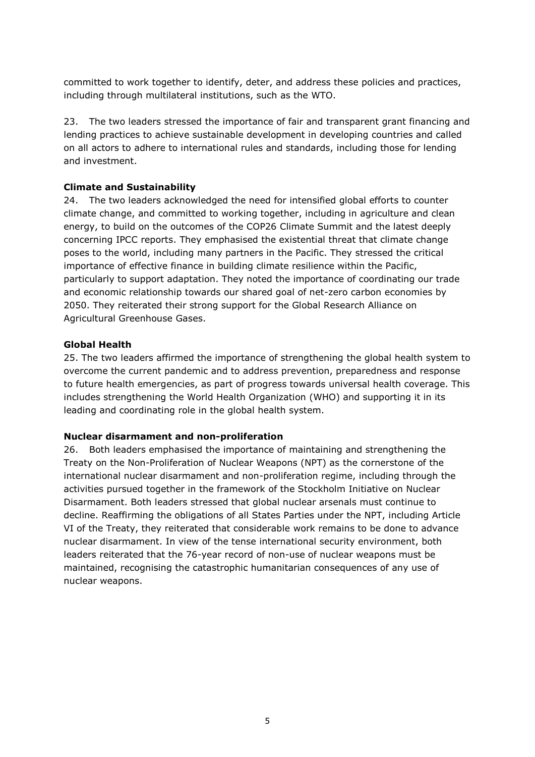committed to work together to identify, deter, and address these policies and practices, including through multilateral institutions, such as the WTO.

23. The two leaders stressed the importance of fair and transparent grant financing and lending practices to achieve sustainable development in developing countries and called on all actors to adhere to international rules and standards, including those for lending and investment.

**Climate and Sustainability**

24. The two leaders acknowledged the need for intensified global efforts to counter climate change, and committed to working together, including in agriculture and clean energy, to build on the outcomes of the COP26 Climate Summit and the latest deeply concerning IPCC reports. They emphasised the existential threat that climate change poses to the world, including many partners in the Pacific. They stressed the critical importance of effective finance in building climate resilience within the Pacific, particularly to support adaptation. They noted the importance of coordinating our trade and economic relationship towards our shared goal of net-zero carbon economies by 2050. They reiterated their strong support for the Global Research Alliance on Agricultural Greenhouse Gases.

**Global Health**

25. The two leaders affirmed the importance of strengthening the global health system to overcome the current pandemic and to address prevention, preparedness and response to future health emergencies, as part of progress towards universal health coverage. This includes strengthening the World Health Organization (WHO) and supporting it in its leading and coordinating role in the global health system.

**Nuclear disarmament and non-proliferation**

26. Both leaders emphasised the importance of maintaining and strengthening the Treaty on the Non-Proliferation of Nuclear Weapons (NPT) as the cornerstone of the international nuclear disarmament and non-proliferation regime, including through the activities pursued together in the framework of the Stockholm Initiative on Nuclear Disarmament. Both leaders stressed that global nuclear arsenals must continue to decline. Reaffirming the obligations of all States Parties under the NPT, including Article VI of the Treaty, they reiterated that considerable work remains to be done to advance nuclear disarmament. In view of the tense international security environment, both leaders reiterated that the 76-year record of non-use of nuclear weapons must be maintained, recognising the catastrophic humanitarian consequences of any use of nuclear weapons.